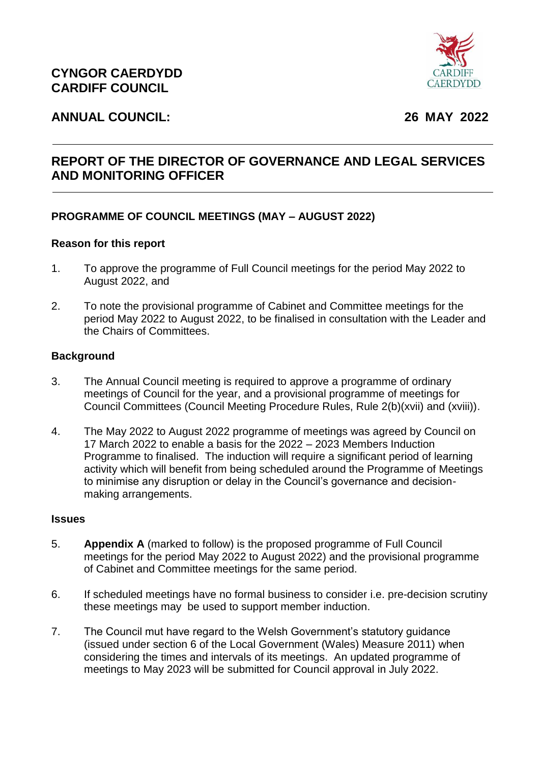**CYNGOR CAERDYDD**
**CARDIFF COUNCIL**

**ANNUAL COUNCIL: 26 MAY 2022**

---

## REPORT OF THE DIRECTOR OF GOVERNANCE AND LEGAL SERVICES AND MONITORING OFFICER

---

### PROGRAMME OF COUNCIL MEETINGS (MAY – AUGUST 2022)

**Reason for this report**

1. To approve the programme of Full Council meetings for the period May 2022 to August 2022, and

2. To note the provisional programme of Cabinet and Committee meetings for the period May 2022 to August 2022, to be finalised in consultation with the Leader and the Chairs of Committees.

**Background**

3. The Annual Council meeting is required to approve a programme of ordinary meetings of Council for the year, and a provisional programme of meetings for Council Committees (Council Meeting Procedure Rules, Rule 2(b)(xvii) and (xviii)).

4. The May 2022 to August 2022 programme of meetings was agreed by Council on 17 March 2022 to enable a basis for the 2022 – 2023 Members Induction Programme to finalised. The induction will require a significant period of learning activity which will benefit from being scheduled around the Programme of Meetings to minimise any disruption or delay in the Council's governance and decision-making arrangements.

**Issues**

5. **Appendix A** (marked to follow) is the proposed programme of Full Council meetings for the period May 2022 to August 2022) and the provisional programme of Cabinet and Committee meetings for the same period.

6. If scheduled meetings have no formal business to consider i.e. pre-decision scrutiny these meetings may be used to support member induction.

7. The Council mut have regard to the Welsh Government's statutory guidance (issued under section 6 of the Local Government (Wales) Measure 2011) when considering the times and intervals of its meetings. An updated programme of meetings to May 2023 will be submitted for Council approval in July 2022.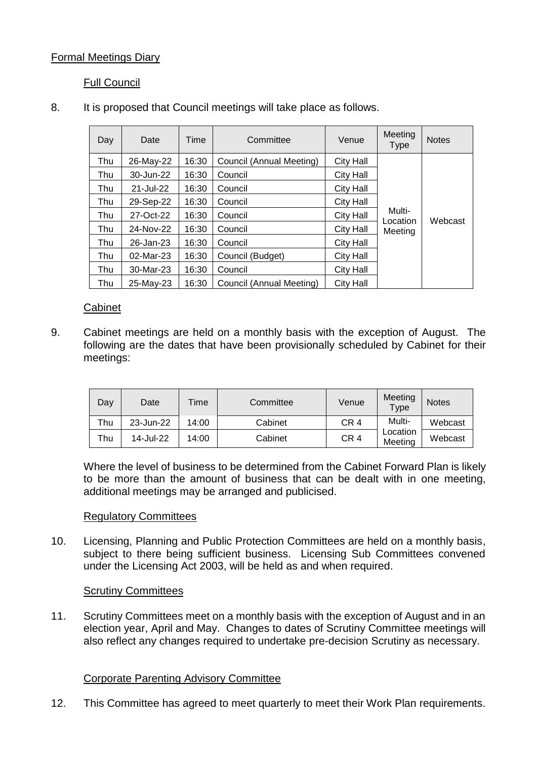## Formal Meetings Diary

### Full Council

8. It is proposed that Council meetings will take place as follows.

| Day | Date | Time | Committee | Venue | Meeting Type | Notes |
|---|---|---|---|---|---|---|
| Thu | 26-May-22 | 16:30 | Council (Annual Meeting) | City Hall | Multi-Location Meeting | Webcast |
| Thu | 30-Jun-22 | 16:30 | Council | City Hall | | |
| Thu | 21-Jul-22 | 16:30 | Council | City Hall | | |
| Thu | 29-Sep-22 | 16:30 | Council | City Hall | | |
| Thu | 27-Oct-22 | 16:30 | Council | City Hall | | |
| Thu | 24-Nov-22 | 16:30 | Council | City Hall | | |
| Thu | 26-Jan-23 | 16:30 | Council | City Hall | | |
| Thu | 02-Mar-23 | 16:30 | Council (Budget) | City Hall | | |
| Thu | 30-Mar-23 | 16:30 | Council | City Hall | | |
| Thu | 25-May-23 | 16:30 | Council (Annual Meeting) | City Hall | | |

### Cabinet

9. Cabinet meetings are held on a monthly basis with the exception of August. The following are the dates that have been provisionally scheduled by Cabinet for their meetings:

| Day | Date | Time | Committee | Venue | Meeting Type | Notes |
|---|---|---|---|---|---|---|
| Thu | 23-Jun-22 | 14:00 | Cabinet | CR 4 | Multi-Location Meeting | Webcast |
| Thu | 14-Jul-22 | 14:00 | Cabinet | CR 4 | | Webcast |

Where the level of business to be determined from the Cabinet Forward Plan is likely to be more than the amount of business that can be dealt with in one meeting, additional meetings may be arranged and publicised.

### Regulatory Committees

10. Licensing, Planning and Public Protection Committees are held on a monthly basis, subject to there being sufficient business. Licensing Sub Committees convened under the Licensing Act 2003, will be held as and when required.

### Scrutiny Committees

11. Scrutiny Committees meet on a monthly basis with the exception of August and in an election year, April and May. Changes to dates of Scrutiny Committee meetings will also reflect any changes required to undertake pre-decision Scrutiny as necessary.

### Corporate Parenting Advisory Committee

12. This Committee has agreed to meet quarterly to meet their Work Plan requirements.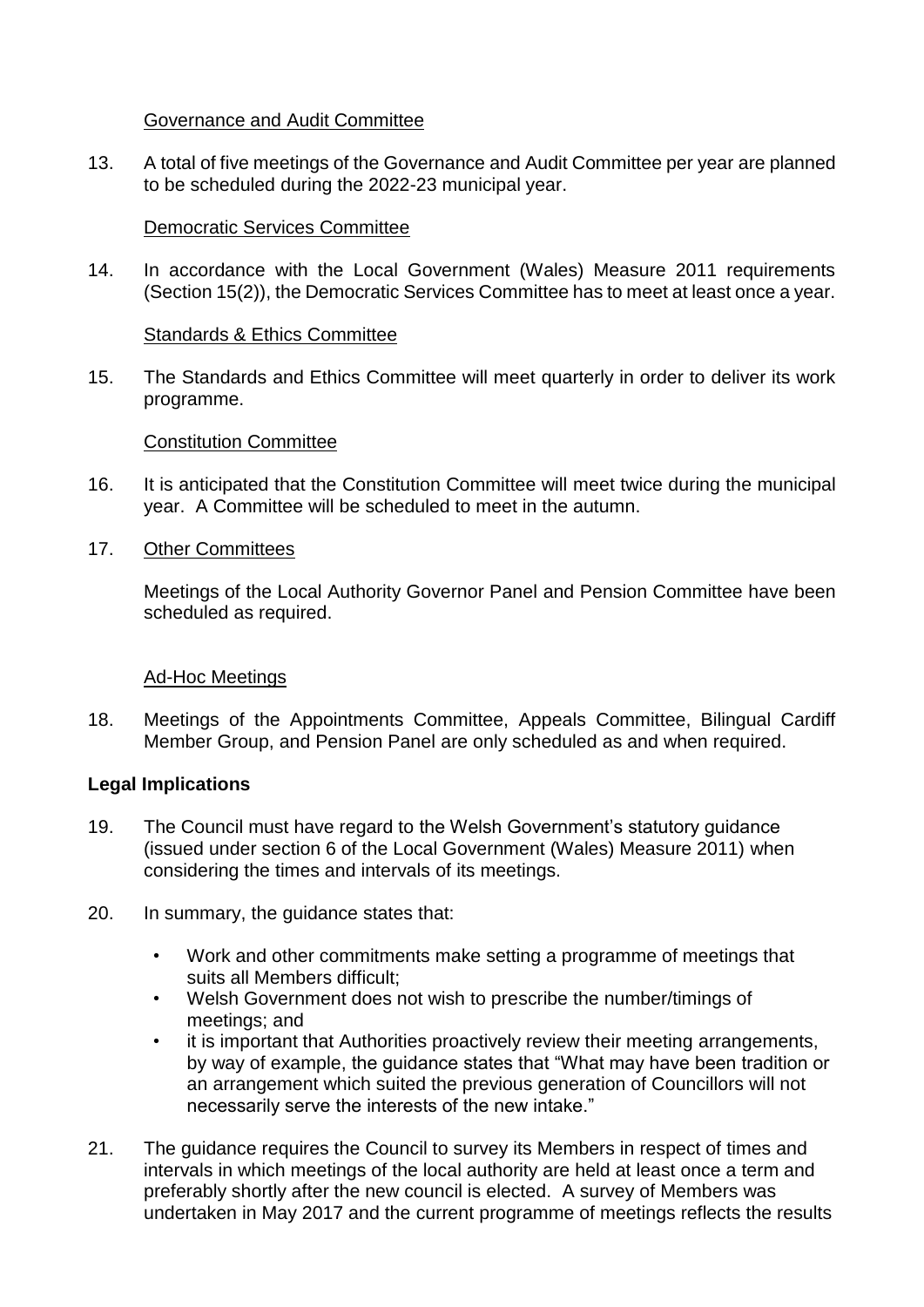Governance and Audit Committee

13. A total of five meetings of the Governance and Audit Committee per year are planned to be scheduled during the 2022-23 municipal year.

Democratic Services Committee

14. In accordance with the Local Government (Wales) Measure 2011 requirements (Section 15(2)), the Democratic Services Committee has to meet at least once a year.

Standards & Ethics Committee

15. The Standards and Ethics Committee will meet quarterly in order to deliver its work programme.

Constitution Committee

16. It is anticipated that the Constitution Committee will meet twice during the municipal year. A Committee will be scheduled to meet in the autumn.

17. Other Committees

Meetings of the Local Authority Governor Panel and Pension Committee have been scheduled as required.

Ad-Hoc Meetings

18. Meetings of the Appointments Committee, Appeals Committee, Bilingual Cardiff Member Group, and Pension Panel are only scheduled as and when required.

**Legal Implications**

19. The Council must have regard to the Welsh Government's statutory guidance (issued under section 6 of the Local Government (Wales) Measure 2011) when considering the times and intervals of its meetings.

20. In summary, the guidance states that:

- Work and other commitments make setting a programme of meetings that suits all Members difficult;
- Welsh Government does not wish to prescribe the number/timings of meetings; and
- it is important that Authorities proactively review their meeting arrangements, by way of example, the guidance states that "What may have been tradition or an arrangement which suited the previous generation of Councillors will not necessarily serve the interests of the new intake."

21. The guidance requires the Council to survey its Members in respect of times and intervals in which meetings of the local authority are held at least once a term and preferably shortly after the new council is elected. A survey of Members was undertaken in May 2017 and the current programme of meetings reflects the results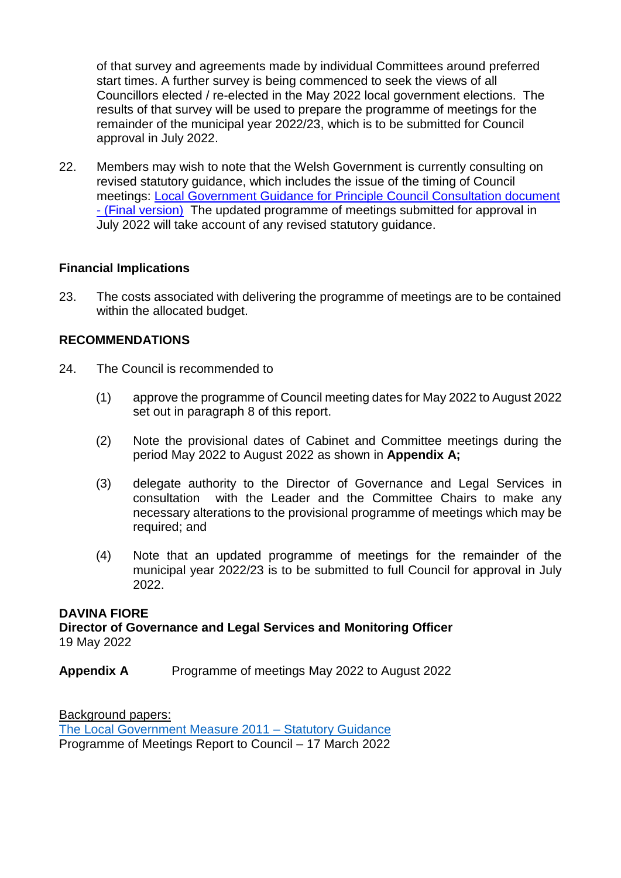of that survey and agreements made by individual Committees around preferred start times. A further survey is being commenced to seek the views of all Councillors elected / re-elected in the May 2022 local government elections. The results of that survey will be used to prepare the programme of meetings for the remainder of the municipal year 2022/23, which is to be submitted for Council approval in July 2022.

22. Members may wish to note that the Welsh Government is currently consulting on revised statutory guidance, which includes the issue of the timing of Council meetings: Local Government Guidance for Principle Council Consultation document - (Final version) The updated programme of meetings submitted for approval in July 2022 will take account of any revised statutory guidance.

### Financial Implications

23. The costs associated with delivering the programme of meetings are to be contained within the allocated budget.

### RECOMMENDATIONS

24. The Council is recommended to

    (1) approve the programme of Council meeting dates for May 2022 to August 2022 set out in paragraph 8 of this report.

    (2) Note the provisional dates of Cabinet and Committee meetings during the period May 2022 to August 2022 as shown in **Appendix A;**

    (3) delegate authority to the Director of Governance and Legal Services in consultation with the Leader and the Committee Chairs to make any necessary alterations to the provisional programme of meetings which may be required; and

    (4) Note that an updated programme of meetings for the remainder of the municipal year 2022/23 is to be submitted to full Council for approval in July 2022.

**DAVINA FIORE**
**Director of Governance and Legal Services and Monitoring Officer**
19 May 2022

**Appendix A** Programme of meetings May 2022 to August 2022

Background papers:
The Local Government Measure 2011 – Statutory Guidance
Programme of Meetings Report to Council – 17 March 2022